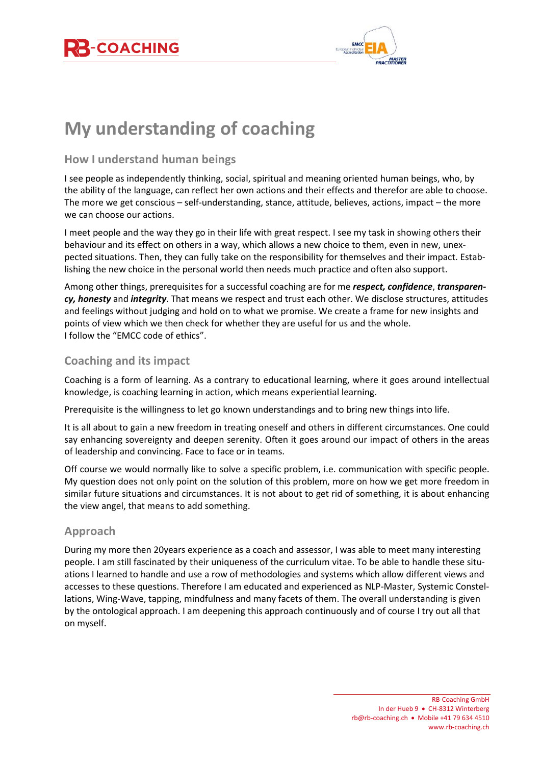# My understanding of coaching

## How I understand human beings

I see people as independently thinking, social, spiritual and meaning oriented human beings, who, by the ability of the language, can reflect her own actions and their effects and therefor are able to choose. The more we get conscious – self-understanding, stance, attitude, believes, actions, impact – the more we can choose our actions.

I meet people and the way they go in their life with great respect. I see my task in showing others their behaviour and its effect on others in a way, which allows a new choice to them, even in new, unexpected situations. Then, they can fully take on the responsibility for themselves and their impact. Establishing the new choice in the personal world then needs much practice and often also support.

Among other things, prerequisites for a successful coaching are for me ***respect, confidence***, ***transparency, honesty*** and ***integrity***. That means we respect and trust each other. We disclose structures, attitudes and feelings without judging and hold on to what we promise. We create a frame for new insights and points of view which we then check for whether they are useful for us and the whole.
I follow the "EMCC code of ethics".

## Coaching and its impact

Coaching is a form of learning. As a contrary to educational learning, where it goes around intellectual knowledge, is coaching learning in action, which means experiential learning.

Prerequisite is the willingness to let go known understandings and to bring new things into life.

It is all about to gain a new freedom in treating oneself and others in different circumstances. One could say enhancing sovereignty and deepen serenity. Often it goes around our impact of others in the areas of leadership and convincing. Face to face or in teams.

Off course we would normally like to solve a specific problem, i.e. communication with specific people. My question does not only point on the solution of this problem, more on how we get more freedom in similar future situations and circumstances. It is not about to get rid of something, it is about enhancing the view angel, that means to add something.

## Approach

During my more then 20years experience as a coach and assessor, I was able to meet many interesting people. I am still fascinated by their uniqueness of the curriculum vitae. To be able to handle these situations I learned to handle and use a row of methodologies and systems which allow different views and accesses to these questions. Therefore I am educated and experienced as NLP-Master, Systemic Constellations, Wing-Wave, tapping, mindfulness and many facets of them. The overall understanding is given by the ontological approach. I am deepening this approach continuously and of course I try out all that on myself.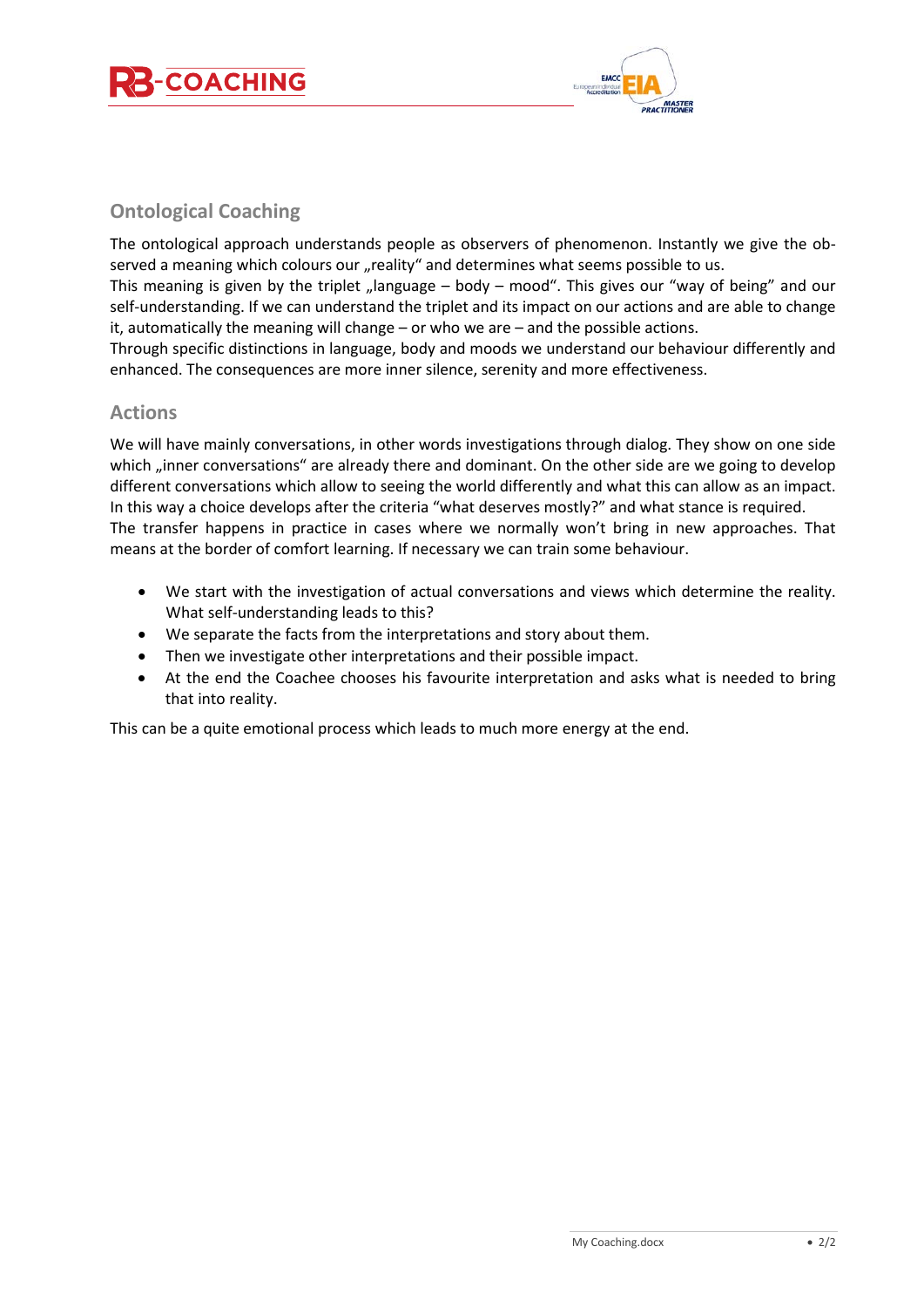## Ontological Coaching

The ontological approach understands people as observers of phenomenon. Instantly we give the observed a meaning which colours our „reality" and determines what seems possible to us.
This meaning is given by the triplet „language – body – mood". This gives our "way of being" and our self-understanding. If we can understand the triplet and its impact on our actions and are able to change it, automatically the meaning will change – or who we are – and the possible actions.
Through specific distinctions in language, body and moods we understand our behaviour differently and enhanced. The consequences are more inner silence, serenity and more effectiveness.

## Actions

We will have mainly conversations, in other words investigations through dialog. They show on one side which „inner conversations" are already there and dominant. On the other side are we going to develop different conversations which allow to seeing the world differently and what this can allow as an impact. In this way a choice develops after the criteria "what deserves mostly?" and what stance is required.
The transfer happens in practice in cases where we normally won't bring in new approaches. That means at the border of comfort learning. If necessary we can train some behaviour.

- We start with the investigation of actual conversations and views which determine the reality. What self-understanding leads to this?
- We separate the facts from the interpretations and story about them.
- Then we investigate other interpretations and their possible impact.
- At the end the Coachee chooses his favourite interpretation and asks what is needed to bring that into reality.

This can be a quite emotional process which leads to much more energy at the end.